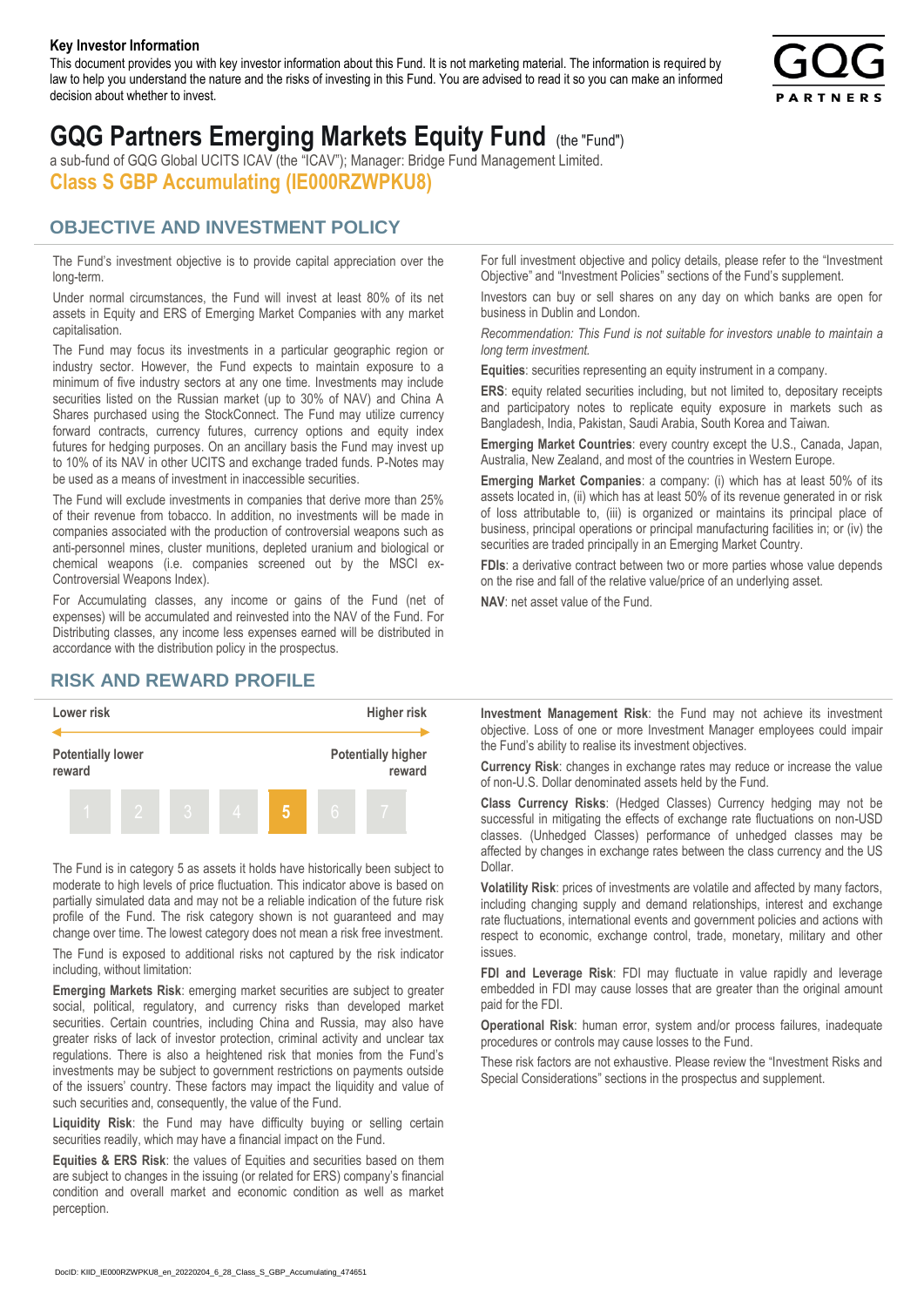**Key Investor Information**

This document provides you with key investor information about this Fund. It is not marketing material. The information is required by law to help you understand the nature and the risks of investing in this Fund. You are advised to read it so you can make an informed decision about whether to invest.

# GQG Partners Emerging Markets Equity Fund (the "Fund")

a sub-fund of GQG Global UCITS ICAV (the "ICAV"); Manager: Bridge Fund Management Limited.

**Class S GBP Accumulating (IE000RZWPKU8)**

## OBJECTIVE AND INVESTMENT POLICY

The Fund's investment objective is to provide capital appreciation over the long-term.

Under normal circumstances, the Fund will invest at least 80% of its net assets in Equity and ERS of Emerging Market Companies with any market capitalisation.

The Fund may focus its investments in a particular geographic region or industry sector. However, the Fund expects to maintain exposure to a minimum of five industry sectors at any one time. Investments may include securities listed on the Russian market (up to 30% of NAV) and China A Shares purchased using the StockConnect. The Fund may utilize currency forward contracts, currency futures, currency options and equity index futures for hedging purposes. On an ancillary basis the Fund may invest up to 10% of its NAV in other UCITS and exchange traded funds. P-Notes may be used as a means of investment in inaccessible securities.

The Fund will exclude investments in companies that derive more than 25% of their revenue from tobacco. In addition, no investments will be made in companies associated with the production of controversial weapons such as anti-personnel mines, cluster munitions, depleted uranium and biological or chemical weapons (i.e. companies screened out by the MSCI ex-Controversial Weapons Index).

For Accumulating classes, any income or gains of the Fund (net of expenses) will be accumulated and reinvested into the NAV of the Fund. For Distributing classes, any income less expenses earned will be distributed in accordance with the distribution policy in the prospectus.

For full investment objective and policy details, please refer to the "Investment Objective" and "Investment Policies" sections of the Fund's supplement.

Investors can buy or sell shares on any day on which banks are open for business in Dublin and London.

*Recommendation: This Fund is not suitable for investors unable to maintain a long term investment.*

**Equities**: securities representing an equity instrument in a company.

**ERS**: equity related securities including, but not limited to, depositary receipts and participatory notes to replicate equity exposure in markets such as Bangladesh, India, Pakistan, Saudi Arabia, South Korea and Taiwan.

**Emerging Market Countries**: every country except the U.S., Canada, Japan, Australia, New Zealand, and most of the countries in Western Europe.

**Emerging Market Companies**: a company: (i) which has at least 50% of its assets located in, (ii) which has at least 50% of its revenue generated in or risk of loss attributable to, (iii) is organized or maintains its principal place of business, principal operations or principal manufacturing facilities in; or (iv) the securities are traded principally in an Emerging Market Country.

**FDIs**: a derivative contract between two or more parties whose value depends on the rise and fall of the relative value/price of an underlying asset.

**NAV**: net asset value of the Fund.

## RISK AND REWARD PROFILE

| Lower risk | | | | | | Higher risk |
|---|---|---|---|---|---|---|
| Potentially lower reward | | | | | | Potentially higher reward |
| 1 | 2 | 3 | 4 | **5** | 6 | 7 |

The Fund is in category 5 as assets it holds have historically been subject to moderate to high levels of price fluctuation. This indicator above is based on partially simulated data and may not be a reliable indication of the future risk profile of the Fund. The risk category shown is not guaranteed and may change over time. The lowest category does not mean a risk free investment.

The Fund is exposed to additional risks not captured by the risk indicator including, without limitation:

**Emerging Markets Risk**: emerging market securities are subject to greater social, political, regulatory, and currency risks than developed market securities. Certain countries, including China and Russia, may also have greater risks of lack of investor protection, criminal activity and unclear tax regulations. There is also a heightened risk that monies from the Fund's investments may be subject to government restrictions on payments outside of the issuers' country. These factors may impact the liquidity and value of such securities and, consequently, the value of the Fund.

**Liquidity Risk**: the Fund may have difficulty buying or selling certain securities readily, which may have a financial impact on the Fund.

**Equities & ERS Risk**: the values of Equities and securities based on them are subject to changes in the issuing (or related for ERS) company's financial condition and overall market and economic condition as well as market perception.

**Investment Management Risk**: the Fund may not achieve its investment objective. Loss of one or more Investment Manager employees could impair the Fund's ability to realise its investment objectives.

**Currency Risk**: changes in exchange rates may reduce or increase the value of non-U.S. Dollar denominated assets held by the Fund.

**Class Currency Risks**: (Hedged Classes) Currency hedging may not be successful in mitigating the effects of exchange rate fluctuations on non-USD classes. (Unhedged Classes) performance of unhedged classes may be affected by changes in exchange rates between the class currency and the US Dollar.

**Volatility Risk**: prices of investments are volatile and affected by many factors, including changing supply and demand relationships, interest and exchange rate fluctuations, international events and government policies and actions with respect to economic, exchange control, trade, monetary, military and other issues.

**FDI and Leverage Risk**: FDI may fluctuate in value rapidly and leverage embedded in FDI may cause losses that are greater than the original amount paid for the FDI.

**Operational Risk**: human error, system and/or process failures, inadequate procedures or controls may cause losses to the Fund.

These risk factors are not exhaustive. Please review the "Investment Risks and Special Considerations" sections in the prospectus and supplement.

DocID: KIID_IE000RZWPKU8_en_20220204_6_28_Class_S_GBP_Accumulating_474651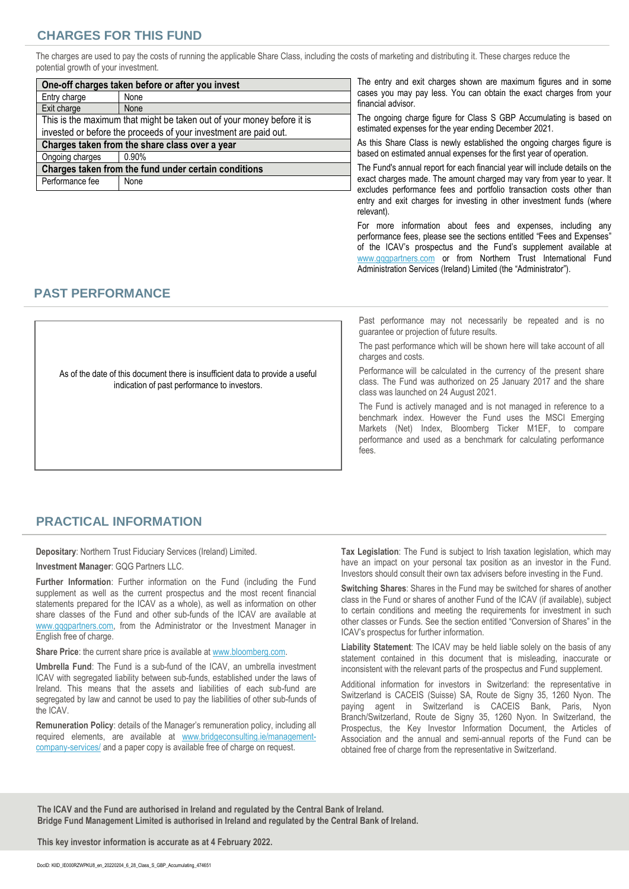## CHARGES FOR THIS FUND

The charges are used to pay the costs of running the applicable Share Class, including the costs of marketing and distributing it. These charges reduce the potential growth of your investment.

| | |
|---|---|
| **One-off charges taken before or after you invest** | |
| Entry charge | None |
| Exit charge | None |
| This is the maximum that might be taken out of your money before it is invested or before the proceeds of your investment are paid out. | |
| **Charges taken from the share class over a year** | |
| Ongoing charges | 0.90% |
| **Charges taken from the fund under certain conditions** | |
| Performance fee | None |

The entry and exit charges shown are maximum figures and in some cases you may pay less. You can obtain the exact charges from your financial advisor.

The ongoing charge figure for Class S GBP Accumulating is based on estimated expenses for the year ending December 2021.

As this Share Class is newly established the ongoing charges figure is based on estimated annual expenses for the first year of operation.

The Fund's annual report for each financial year will include details on the exact charges made. The amount charged may vary from year to year. It excludes performance fees and portfolio transaction costs other than entry and exit charges for investing in other investment funds (where relevant).

For more information about fees and expenses, including any performance fees, please see the sections entitled "Fees and Expenses" of the ICAV's prospectus and the Fund's supplement available at www.gqgpartners.com or from Northern Trust International Fund Administration Services (Ireland) Limited (the "Administrator").

## PAST PERFORMANCE

As of the date of this document there is insufficient data to provide a useful indication of past performance to investors.

Past performance may not necessarily be repeated and is no guarantee or projection of future results.

The past performance which will be shown here will take account of all charges and costs.

Performance will be calculated in the currency of the present share class. The Fund was authorized on 25 January 2017 and the share class was launched on 24 August 2021.

The Fund is actively managed and is not managed in reference to a benchmark index. However the Fund uses the MSCI Emerging Markets (Net) Index, Bloomberg Ticker M1EF, to compare performance and used as a benchmark for calculating performance fees.

## PRACTICAL INFORMATION

**Depositary**: Northern Trust Fiduciary Services (Ireland) Limited.

**Investment Manager**: GQG Partners LLC.

**Further Information**: Further information on the Fund (including the Fund supplement as well as the current prospectus and the most recent financial statements prepared for the ICAV as a whole), as well as information on other share classes of the Fund and other sub-funds of the ICAV are available at www.gqgpartners.com, from the Administrator or the Investment Manager in English free of charge.

**Share Price**: the current share price is available at www.bloomberg.com.

**Umbrella Fund**: The Fund is a sub-fund of the ICAV, an umbrella investment ICAV with segregated liability between sub-funds, established under the laws of Ireland. This means that the assets and liabilities of each sub-fund are segregated by law and cannot be used to pay the liabilities of other sub-funds of the ICAV.

**Remuneration Policy**: details of the Manager's remuneration policy, including all required elements, are available at www.bridgeconsulting.ie/management-company-services/ and a paper copy is available free of charge on request.

**Tax Legislation**: The Fund is subject to Irish taxation legislation, which may have an impact on your personal tax position as an investor in the Fund. Investors should consult their own tax advisers before investing in the Fund.

**Switching Shares**: Shares in the Fund may be switched for shares of another class in the Fund or shares of another Fund of the ICAV (if available), subject to certain conditions and meeting the requirements for investment in such other classes or Funds. See the section entitled "Conversion of Shares" in the ICAV's prospectus for further information.

**Liability Statement**: The ICAV may be held liable solely on the basis of any statement contained in this document that is misleading, inaccurate or inconsistent with the relevant parts of the prospectus and Fund supplement.

Additional information for investors in Switzerland: the representative in Switzerland is CACEIS (Suisse) SA, Route de Signy 35, 1260 Nyon. The paying agent in Switzerland is CACEIS Bank, Paris, Nyon Branch/Switzerland, Route de Signy 35, 1260 Nyon. In Switzerland, the Prospectus, the Key Investor Information Document, the Articles of Association and the annual and semi-annual reports of the Fund can be obtained free of charge from the representative in Switzerland.

**The ICAV and the Fund are authorised in Ireland and regulated by the Central Bank of Ireland.**
**Bridge Fund Management Limited is authorised in Ireland and regulated by the Central Bank of Ireland.**

**This key investor information is accurate as at 4 February 2022.**

DocID: KIID_IE000RZWPKU8_en_20220204_6_28_Class_S_GBP_Accumulating_474651